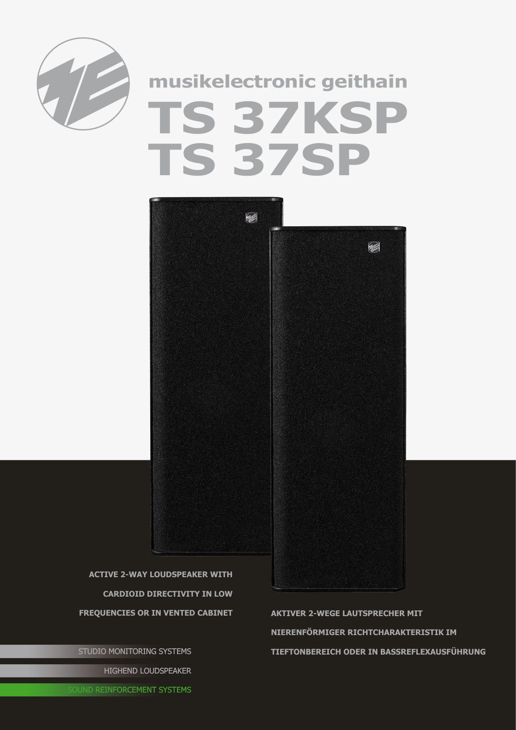musikelectronic geithain

# TS 37KSP
# TS 37SP

**ACTIVE 2-WAY LOUDSPEAKER WITH CARDIOID DIRECTIVITY IN LOW FREQUENCIES OR IN VENTED CABINET**

**AKTIVER 2-WEGE LAUTSPRECHER MIT NIERENFÖRMIGER RICHTCHARAKTERISTIK IM TIEFTONBEREICH ODER IN BASSREFLEXAUSFÜHRUNG**

STUDIO MONITORING SYSTEMS

HIGHEND LOUDSPEAKER

SOUND REINFORCEMENT SYSTEMS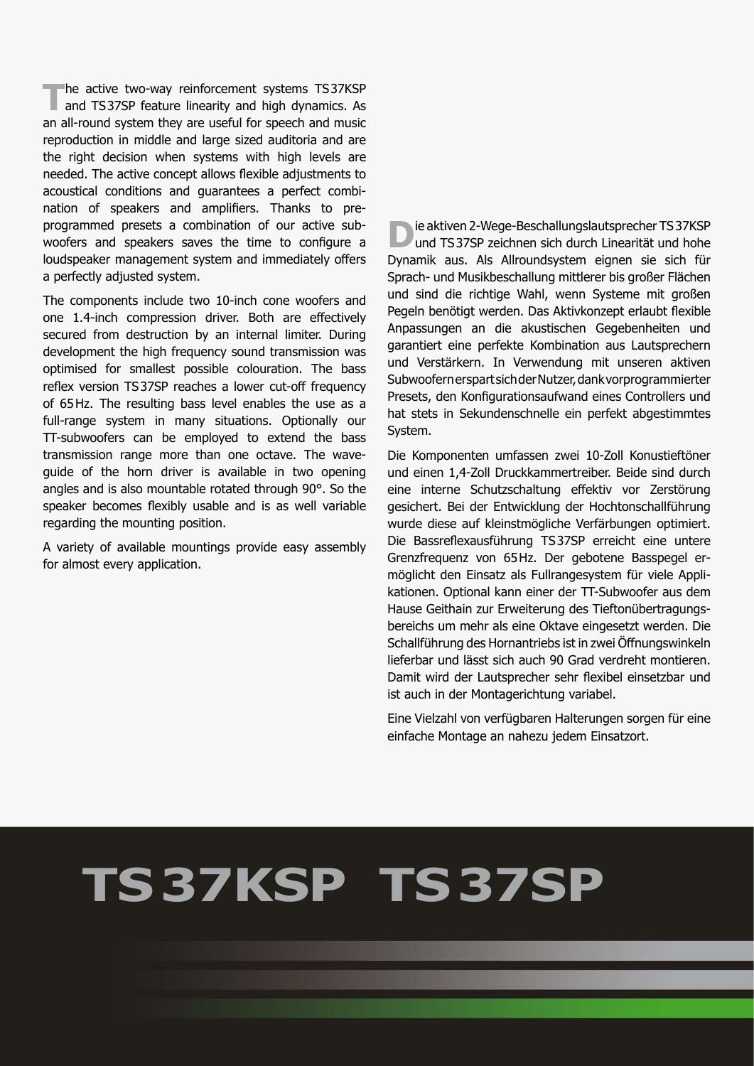The active two-way reinforcement systems TS 37KSP and TS 37SP feature linearity and high dynamics. As an all-round system they are useful for speech and music reproduction in middle and large sized auditoria and are the right decision when systems with high levels are needed. The active concept allows flexible adjustments to acoustical conditions and guarantees a perfect combination of speakers and amplifiers. Thanks to pre-programmed presets a combination of our active subwoofers and speakers saves the time to configure a loudspeaker management system and immediately offers a perfectly adjusted system.

The components include two 10-inch cone woofers and one 1.4-inch compression driver. Both are effectively secured from destruction by an internal limiter. During development the high frequency sound transmission was optimised for smallest possible colouration. The bass reflex version TS 37SP reaches a lower cut-off frequency of 65 Hz. The resulting bass level enables the use as a full-range system in many situations. Optionally our TT-subwoofers can be employed to extend the bass transmission range more than one octave. The waveguide of the horn driver is available in two opening angles and is also mountable rotated through 90°. So the speaker becomes flexibly usable and is as well variable regarding the mounting position.

A variety of available mountings provide easy assembly for almost every application.

Die aktiven 2-Wege-Beschallungslautsprecher TS 37KSP und TS 37SP zeichnen sich durch Linearität und hohe Dynamik aus. Als Allroundsystem eignen sie sich für Sprach- und Musikbeschallung mittlerer bis großer Flächen und sind die richtige Wahl, wenn Systeme mit großen Pegeln benötigt werden. Das Aktivkonzept erlaubt flexible Anpassungen an die akustischen Gegebenheiten und garantiert eine perfekte Kombination aus Lautsprechern und Verstärkern. In Verwendung mit unseren aktiven Subwoofern erspart sich der Nutzer, dank vorprogrammierter Presets, den Konfigurationsaufwand eines Controllers und hat stets in Sekundenschnelle ein perfekt abgestimmtes System.

Die Komponenten umfassen zwei 10-Zoll Konustieftöner und einen 1,4-Zoll Druckkammertreiber. Beide sind durch eine interne Schutzschaltung effektiv vor Zerstörung gesichert. Bei der Entwicklung der Hochtonschallführung wurde diese auf kleinstmögliche Verfärbungen optimiert. Die Bassreflexausführung TS 37SP erreicht eine untere Grenzfrequenz von 65 Hz. Der gebotene Basspegel ermöglicht den Einsatz als Fullrangesystem für viele Applikationen. Optional kann einer der TT-Subwoofer aus dem Hause Geithain zur Erweiterung des Tieftonübertragungsbereichs um mehr als eine Oktave eingesetzt werden. Die Schallführung des Hornantriebs ist in zwei Öffnungswinkeln lieferbar und lässt sich auch 90 Grad verdreht montieren. Damit wird der Lautsprecher sehr flexibel einsetzbar und ist auch in der Montagerichtung variabel.

Eine Vielzahl von verfügbaren Halterungen sorgen für eine einfache Montage an nahezu jedem Einsatzort.

# TS 37KSP TS 37SP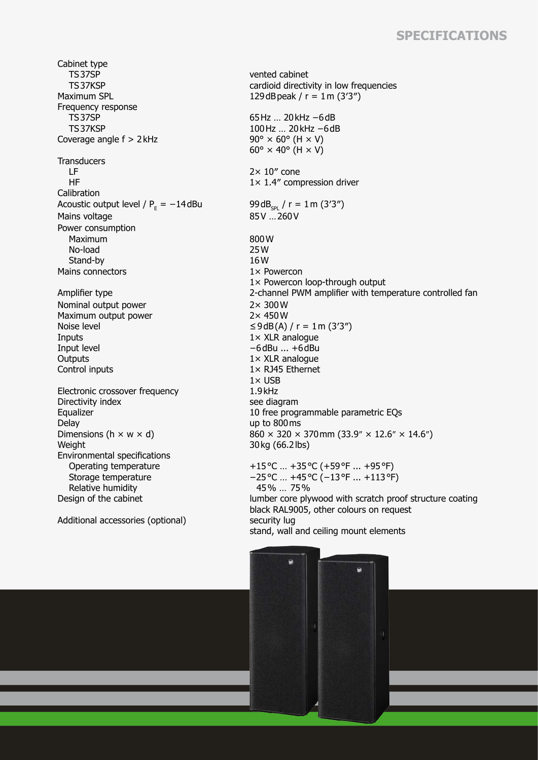# SPECIFICATIONS

| | |
|---|---|
| Cabinet type | |
| TS37SP | vented cabinet |
| TS37KSP | cardioid directivity in low frequencies |
| Maximum SPL | 129 dB peak / r = 1 m (3′3″) |
| Frequency response | |
| TS37SP | 65 Hz … 20 kHz −6 dB |
| TS37KSP | 100 Hz … 20 kHz −6 dB |
| Coverage angle f > 2 kHz | 90° × 60° (H × V) |
| | 60° × 40° (H × V) |
| Transducers | |
| LF | 2× 10″ cone |
| HF | 1× 1.4″ compression driver |
| Calibration | |
| Acoustic output level / $P_E$ = −14 dBu | 99 $dB_{SPL}$ / r = 1 m (3′3″) |
| Mains voltage | 85 V … 260 V |
| Power consumption | |
| Maximum | 800 W |
| No-load | 25 W |
| Stand-by | 16 W |
| Mains connectors | 1× Powercon |
| | 1× Powercon loop-through output |
| Amplifier type | 2-channel PWM amplifier with temperature controlled fan |
| Nominal output power | 2× 300 W |
| Maximum output power | 2× 450 W |
| Noise level | ≤ 9 dB(A) / r = 1 m (3′3″) |
| Inputs | 1× XLR analogue |
| Input level | −6 dBu ... +6 dBu |
| Outputs | 1× XLR analogue |
| Control inputs | 1× RJ45 Ethernet |
| | 1× USB |
| Electronic crossover frequency | 1.9 kHz |
| Directivity index | see diagram |
| Equalizer | 10 free programmable parametric EQs |
| Delay | up to 800 ms |
| Dimensions (h × w × d) | 860 × 320 × 370 mm (33.9″ × 12.6″ × 14.6″) |
| Weight | 30 kg (66.2 lbs) |
| Environmental specifications | |
| Operating temperature | +15 °C … +35 °C (+59 °F ... +95 °F) |
| Storage temperature | −25 °C … +45 °C (−13 °F ... +113 °F) |
| Relative humidity | 45 % … 75 % |
| Design of the cabinet | lumber core plywood with scratch proof structure coating |
| | black RAL9005, other colours on request |
| Additional accessories (optional) | security lug |
| | stand, wall and ceiling mount elements |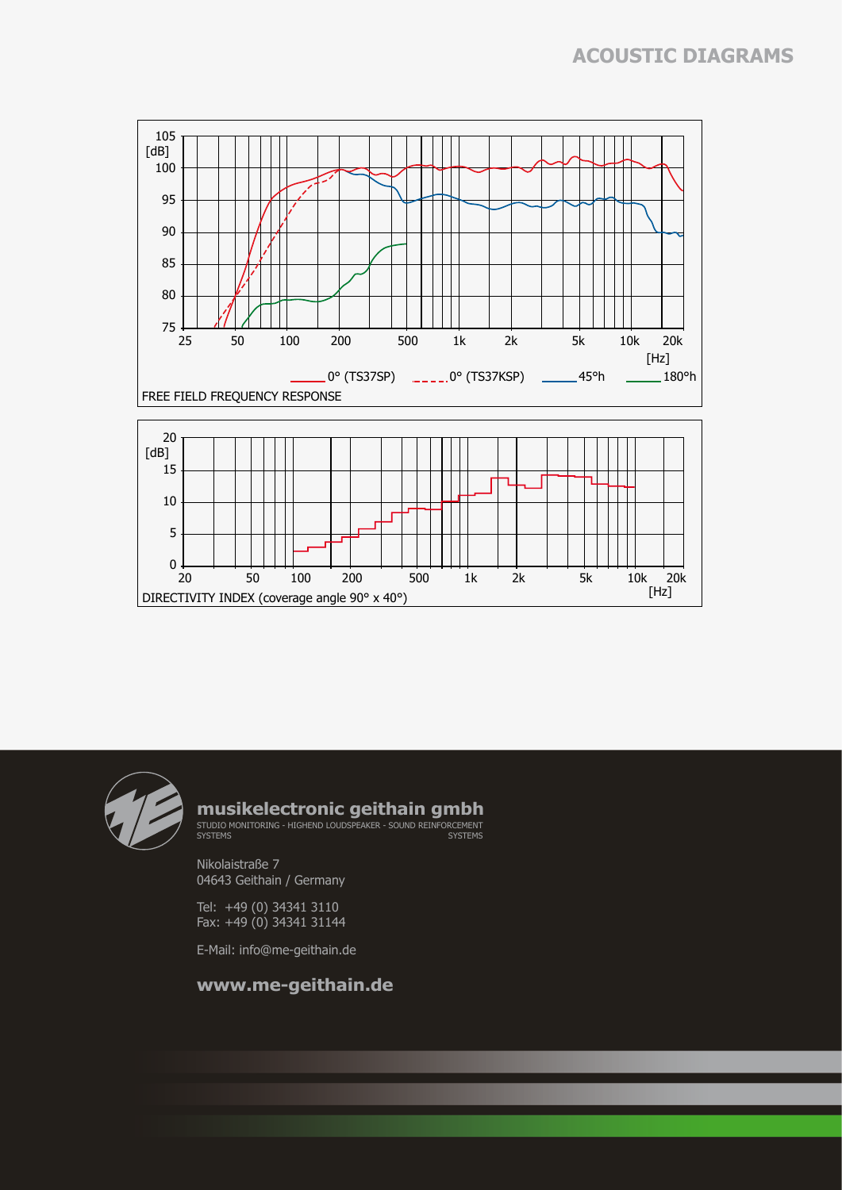# ACOUSTIC DIAGRAMS

105
[dB]
100
95
90
85
80
75
25 50 100 200 500 1k 2k 5k 10k 20k
[Hz]
0° (TS37SP) 0° (TS37KSP) 45°h 180°h
FREE FIELD FREQUENCY RESPONSE

20
[dB]
15
10
5
0
20 50 100 200 500 1k 2k 5k 10k 20k
[Hz]
DIRECTIVITY INDEX (coverage angle 90° x 40°)

**musikelectronic geithain gmbh**
STUDIO MONITORING - HIGHEND LOUDSPEAKER - SOUND REINFORCEMENT SYSTEMS

Nikolaistraße 7
04643 Geithain / Germany

Tel: +49 (0) 34341 3110
Fax: +49 (0) 34341 31144

E-Mail: info@me-geithain.de

**www.me-geithain.de**